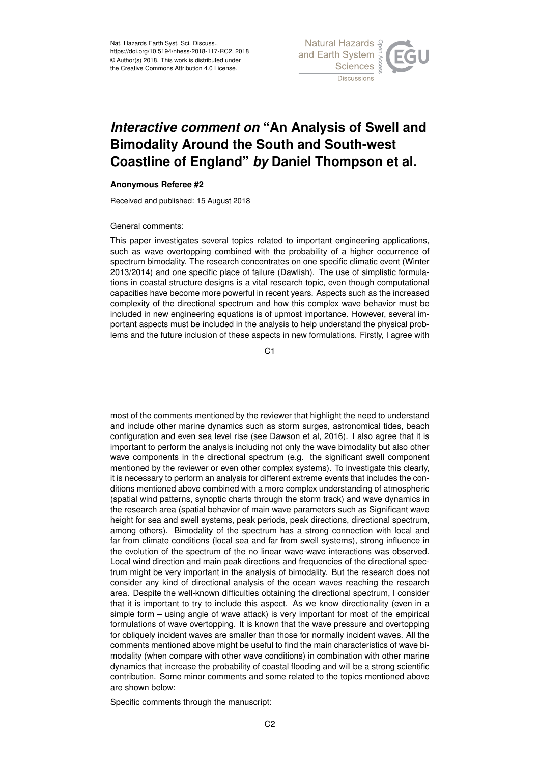# *Interactive comment on* "An Analysis of Swell and Bimodality Around the South and South-west Coastline of England" *by* Daniel Thompson et al.

**Anonymous Referee #2**

Received and published: 15 August 2018

General comments:

This paper investigates several topics related to important engineering applications, such as wave overtopping combined with the probability of a higher occurrence of spectrum bimodality. The research concentrates on one specific climatic event (Winter 2013/2014) and one specific place of failure (Dawlish). The use of simplistic formulations in coastal structure designs is a vital research topic, even though computational capacities have become more powerful in recent years. Aspects such as the increased complexity of the directional spectrum and how this complex wave behavior must be included in new engineering equations is of upmost importance. However, several important aspects must be included in the analysis to help understand the physical problems and the future inclusion of these aspects in new formulations. Firstly, I agree with most of the comments mentioned by the reviewer that highlight the need to understand and include other marine dynamics such as storm surges, astronomical tides, beach configuration and even sea level rise (see Dawson et al, 2016). I also agree that it is important to perform the analysis including not only the wave bimodality but also other wave components in the directional spectrum (e.g. the significant swell component mentioned by the reviewer or even other complex systems). To investigate this clearly, it is necessary to perform an analysis for different extreme events that includes the conditions mentioned above combined with a more complex understanding of atmospheric (spatial wind patterns, synoptic charts through the storm track) and wave dynamics in the research area (spatial behavior of main wave parameters such as Significant wave height for sea and swell systems, peak periods, peak directions, directional spectrum, among others). Bimodality of the spectrum has a strong connection with local and far from climate conditions (local sea and far from swell systems), strong influence in the evolution of the spectrum of the no linear wave-wave interactions was observed. Local wind direction and main peak directions and frequencies of the directional spectrum might be very important in the analysis of bimodality. But the research does not consider any kind of directional analysis of the ocean waves reaching the research area. Despite the well-known difficulties obtaining the directional spectrum, I consider that it is important to try to include this aspect. As we know directionality (even in a simple form – using angle of wave attack) is very important for most of the empirical formulations of wave overtopping. It is known that the wave pressure and overtopping for obliquely incident waves are smaller than those for normally incident waves. All the comments mentioned above might be useful to find the main characteristics of wave bimodality (when compare with other wave conditions) in combination with other marine dynamics that increase the probability of coastal flooding and will be a strong scientific contribution. Some minor comments and some related to the topics mentioned above are shown below:

Specific comments through the manuscript: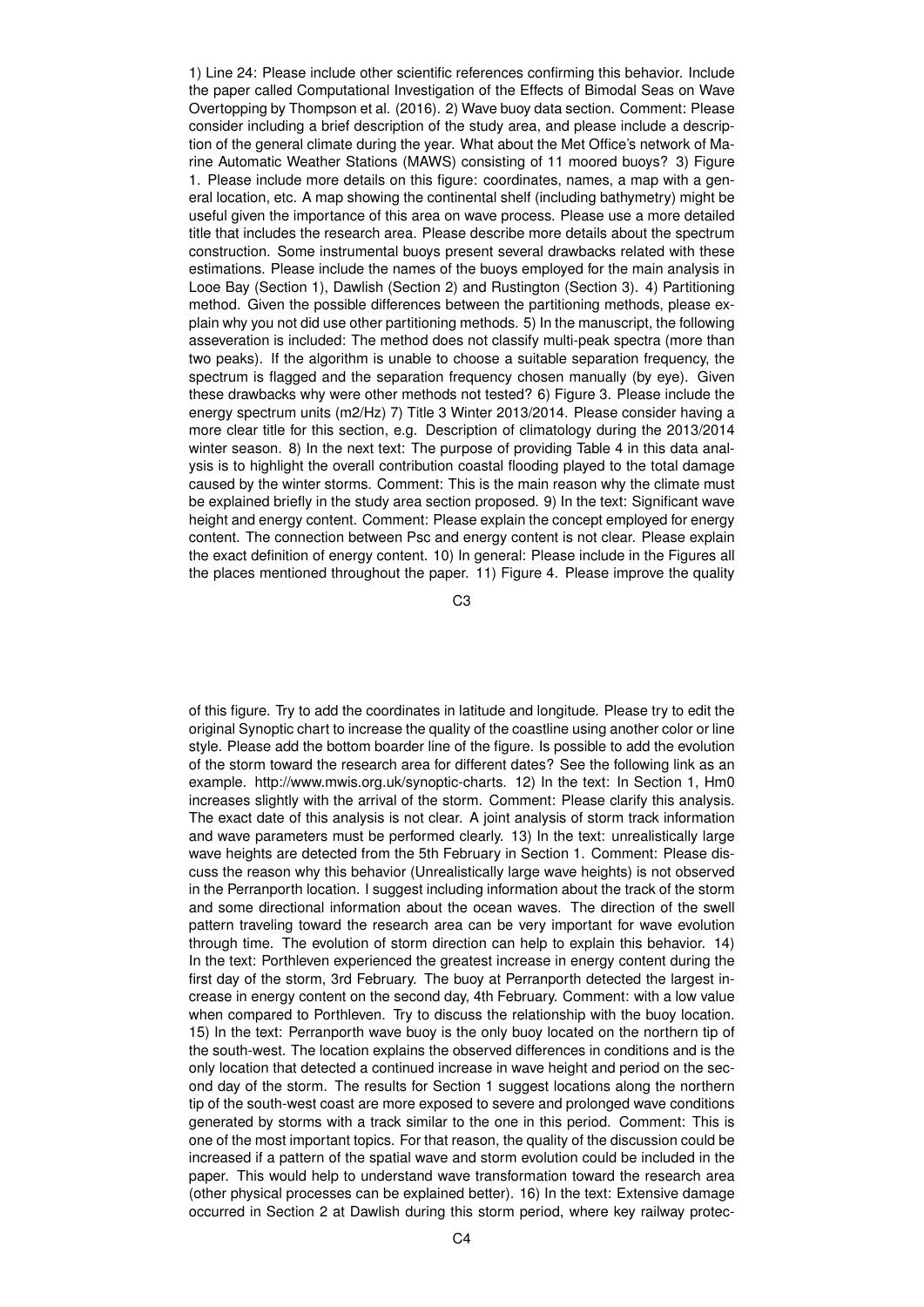1) Line 24: Please include other scientific references confirming this behavior. Include the paper called Computational Investigation of the Effects of Bimodal Seas on Wave Overtopping by Thompson et al. (2016). 2) Wave buoy data section. Comment: Please consider including a brief description of the study area, and please include a description of the general climate during the year. What about the Met Office's network of Marine Automatic Weather Stations (MAWS) consisting of 11 moored buoys? 3) Figure 1. Please include more details on this figure: coordinates, names, a map with a general location, etc. A map showing the continental shelf (including bathymetry) might be useful given the importance of this area on wave process. Please use a more detailed title that includes the research area. Please describe more details about the spectrum construction. Some instrumental buoys present several drawbacks related with these estimations. Please include the names of the buoys employed for the main analysis in Looe Bay (Section 1), Dawlish (Section 2) and Rustington (Section 3). 4) Partitioning method. Given the possible differences between the partitioning methods, please explain why you not did use other partitioning methods. 5) In the manuscript, the following asseveration is included: The method does not classify multi-peak spectra (more than two peaks). If the algorithm is unable to choose a suitable separation frequency, the spectrum is flagged and the separation frequency chosen manually (by eye). Given these drawbacks why were other methods not tested? 6) Figure 3. Please include the energy spectrum units (m2/Hz) 7) Title 3 Winter 2013/2014. Please consider having a more clear title for this section, e.g. Description of climatology during the 2013/2014 winter season. 8) In the next text: The purpose of providing Table 4 in this data analysis is to highlight the overall contribution coastal flooding played to the total damage caused by the winter storms. Comment: This is the main reason why the climate must be explained briefly in the study area section proposed. 9) In the text: Significant wave height and energy content. Comment: Please explain the concept employed for energy content. The connection between Psc and energy content is not clear. Please explain the exact definition of energy content. 10) In general: Please include in the Figures all the places mentioned throughout the paper. 11) Figure 4. Please improve the quality of this figure. Try to add the coordinates in latitude and longitude. Please try to edit the original Synoptic chart to increase the quality of the coastline using another color or line style. Please add the bottom boarder line of the figure. Is possible to add the evolution of the storm toward the research area for different dates? See the following link as an example. http://www.mwis.org.uk/synoptic-charts. 12) In the text: In Section 1, Hm0 increases slightly with the arrival of the storm. Comment: Please clarify this analysis. The exact date of this analysis is not clear. A joint analysis of storm track information and wave parameters must be performed clearly. 13) In the text: unrealistically large wave heights are detected from the 5th February in Section 1. Comment: Please discuss the reason why this behavior (Unrealistically large wave heights) is not observed in the Perranporth location. I suggest including information about the track of the storm and some directional information about the ocean waves. The direction of the swell pattern traveling toward the research area can be very important for wave evolution through time. The evolution of storm direction can help to explain this behavior. 14) In the text: Porthleven experienced the greatest increase in energy content during the first day of the storm, 3rd February. The buoy at Perranporth detected the largest increase in energy content on the second day, 4th February. Comment: with a low value when compared to Porthleven. Try to discuss the relationship with the buoy location. 15) In the text: Perranporth wave buoy is the only buoy located on the northern tip of the south-west. The location explains the observed differences in conditions and is the only location that detected a continued increase in wave height and period on the second day of the storm. The results for Section 1 suggest locations along the northern tip of the south-west coast are more exposed to severe and prolonged wave conditions generated by storms with a track similar to the one in this period. Comment: This is one of the most important topics. For that reason, the quality of the discussion could be increased if a pattern of the spatial wave and storm evolution could be included in the paper. This would help to understand wave transformation toward the research area (other physical processes can be explained better). 16) In the text: Extensive damage occurred in Section 2 at Dawlish during this storm period, where key railway protec-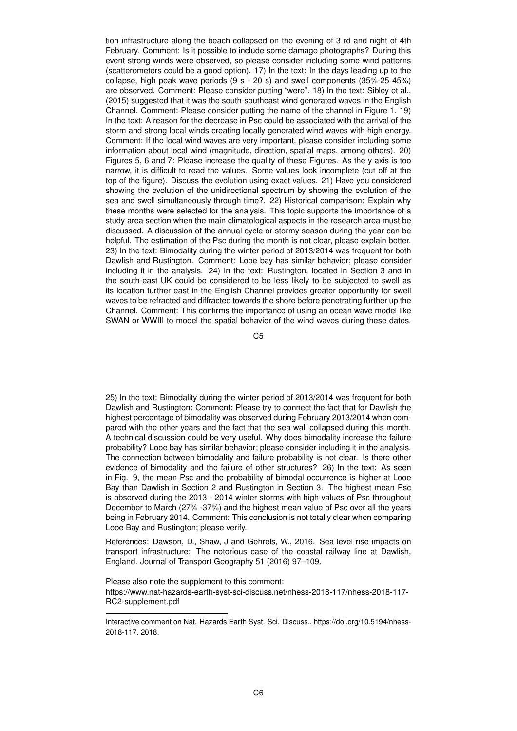tion infrastructure along the beach collapsed on the evening of 3 rd and night of 4th February. Comment: Is it possible to include some damage photographs? During this event strong winds were observed, so please consider including some wind patterns (scatterometers could be a good option). 17) In the text: In the days leading up to the collapse, high peak wave periods (9 s - 20 s) and swell components (35%-25 45%) are observed. Comment: Please consider putting "were". 18) In the text: Sibley et al., (2015) suggested that it was the south-southeast wind generated waves in the English Channel. Comment: Please consider putting the name of the channel in Figure 1. 19) In the text: A reason for the decrease in Psc could be associated with the arrival of the storm and strong local winds creating locally generated wind waves with high energy. Comment: If the local wind waves are very important, please consider including some information about local wind (magnitude, direction, spatial maps, among others). 20) Figures 5, 6 and 7: Please increase the quality of these Figures. As the y axis is too narrow, it is difficult to read the values. Some values look incomplete (cut off at the top of the figure). Discuss the evolution using exact values. 21) Have you considered showing the evolution of the unidirectional spectrum by showing the evolution of the sea and swell simultaneously through time?. 22) Historical comparison: Explain why these months were selected for the analysis. This topic supports the importance of a study area section when the main climatological aspects in the research area must be discussed. A discussion of the annual cycle or stormy season during the year can be helpful. The estimation of the Psc during the month is not clear, please explain better. 23) In the text: Bimodality during the winter period of 2013/2014 was frequent for both Dawlish and Rustington. Comment: Looe bay has similar behavior; please consider including it in the analysis. 24) In the text: Rustington, located in Section 3 and in the south-east UK could be considered to be less likely to be subjected to swell as its location further east in the English Channel provides greater opportunity for swell waves to be refracted and diffracted towards the shore before penetrating further up the Channel. Comment: This confirms the importance of using an ocean wave model like SWAN or WWIII to model the spatial behavior of the wind waves during these dates.

25) In the text: Bimodality during the winter period of 2013/2014 was frequent for both Dawlish and Rustington: Comment: Please try to connect the fact that for Dawlish the highest percentage of bimodality was observed during February 2013/2014 when compared with the other years and the fact that the sea wall collapsed during this month. A technical discussion could be very useful. Why does bimodality increase the failure probability? Looe bay has similar behavior; please consider including it in the analysis. The connection between bimodality and failure probability is not clear. Is there other evidence of bimodality and the failure of other structures? 26) In the text: As seen in Fig. 9, the mean Psc and the probability of bimodal occurrence is higher at Looe Bay than Dawlish in Section 2 and Rustington in Section 3. The highest mean Psc is observed during the 2013 - 2014 winter storms with high values of Psc throughout December to March (27% -37%) and the highest mean value of Psc over all the years being in February 2014. Comment: This conclusion is not totally clear when comparing Looe Bay and Rustington; please verify.

References: Dawson, D., Shaw, J and Gehrels, W., 2016. Sea level rise impacts on transport infrastructure: The notorious case of the coastal railway line at Dawlish, England. Journal of Transport Geography 51 (2016) 97–109.

Please also note the supplement to this comment:
https://www.nat-hazards-earth-syst-sci-discuss.net/nhess-2018-117/nhess-2018-117-RC2-supplement.pdf

---

Interactive comment on Nat. Hazards Earth Syst. Sci. Discuss., https://doi.org/10.5194/nhess-2018-117, 2018.